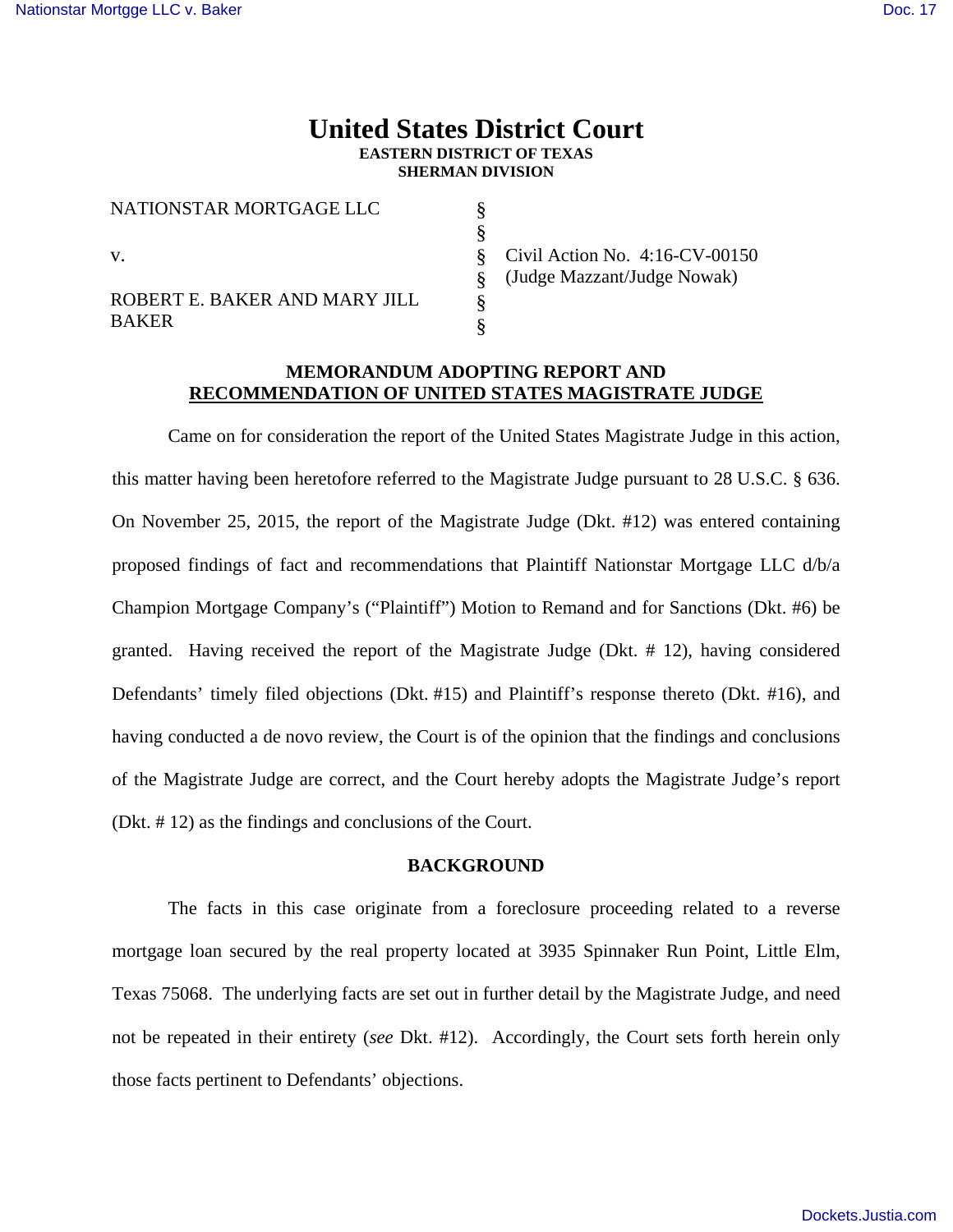# United States District Court
**EASTERN DISTRICT OF TEXAS**
**SHERMAN DIVISION**

| | | |
|---|---|---|
| NATIONSTAR MORTGAGE LLC | § | |
| | § | |
| v. | § | Civil Action No. 4:16-CV-00150 |
| | § | (Judge Mazzant/Judge Nowak) |
| ROBERT E. BAKER AND MARY JILL BAKER | § | |
| | § | |

## MEMORANDUM ADOPTING REPORT AND RECOMMENDATION OF UNITED STATES MAGISTRATE JUDGE

Came on for consideration the report of the United States Magistrate Judge in this action, this matter having been heretofore referred to the Magistrate Judge pursuant to 28 U.S.C. § 636. On November 25, 2015, the report of the Magistrate Judge (Dkt. #12) was entered containing proposed findings of fact and recommendations that Plaintiff Nationstar Mortgage LLC d/b/a Champion Mortgage Company's ("Plaintiff") Motion to Remand and for Sanctions (Dkt. #6) be granted. Having received the report of the Magistrate Judge (Dkt. # 12), having considered Defendants' timely filed objections (Dkt. #15) and Plaintiff's response thereto (Dkt. #16), and having conducted a de novo review, the Court is of the opinion that the findings and conclusions of the Magistrate Judge are correct, and the Court hereby adopts the Magistrate Judge's report (Dkt. # 12) as the findings and conclusions of the Court.

## BACKGROUND

The facts in this case originate from a foreclosure proceeding related to a reverse mortgage loan secured by the real property located at 3935 Spinnaker Run Point, Little Elm, Texas 75068. The underlying facts are set out in further detail by the Magistrate Judge, and need not be repeated in their entirety (*see* Dkt. #12). Accordingly, the Court sets forth herein only those facts pertinent to Defendants' objections.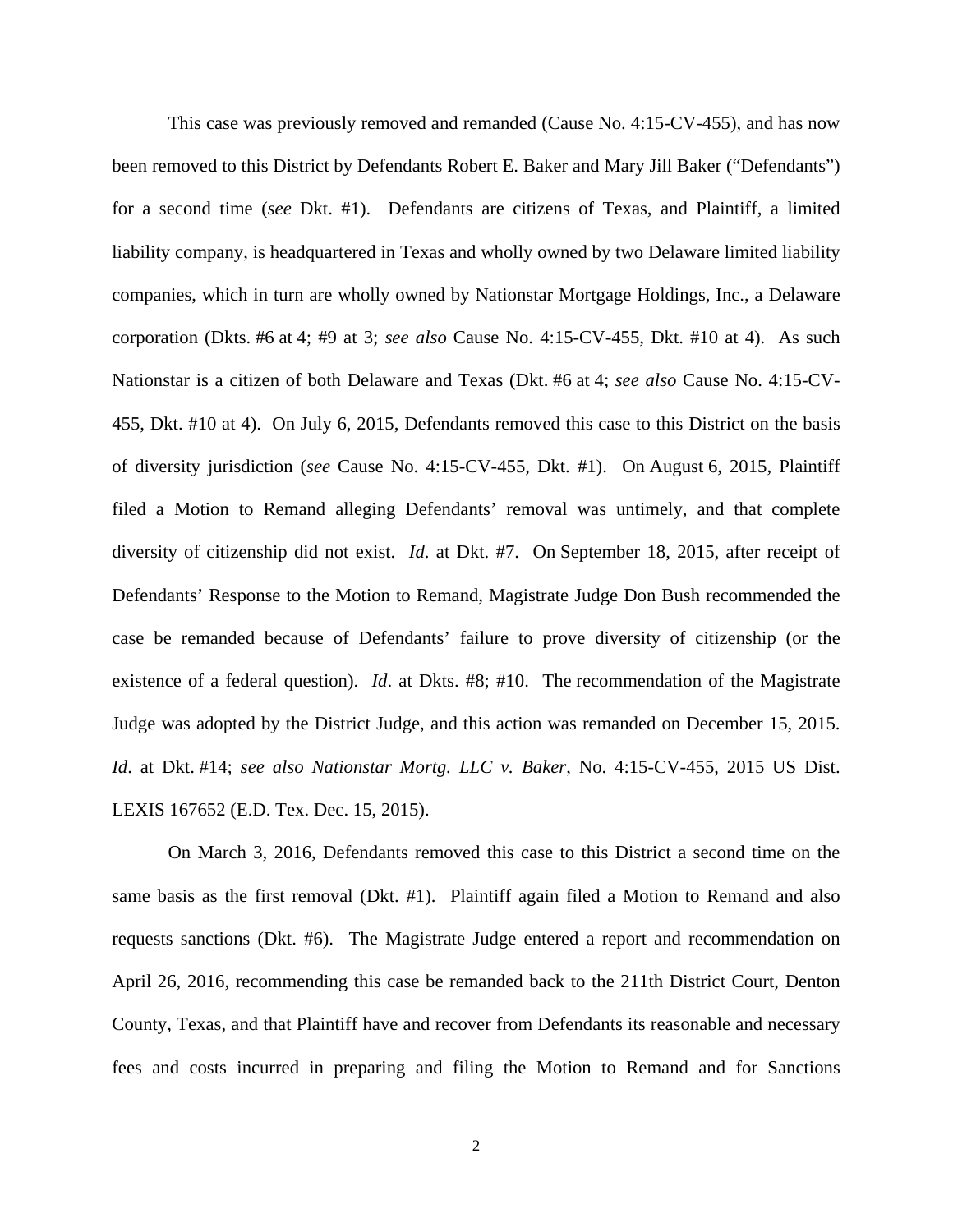This case was previously removed and remanded (Cause No. 4:15-CV-455), and has now been removed to this District by Defendants Robert E. Baker and Mary Jill Baker ("Defendants") for a second time (*see* Dkt. #1). Defendants are citizens of Texas, and Plaintiff, a limited liability company, is headquartered in Texas and wholly owned by two Delaware limited liability companies, which in turn are wholly owned by Nationstar Mortgage Holdings, Inc., a Delaware corporation (Dkts. #6 at 4; #9 at 3; *see also* Cause No. 4:15-CV-455, Dkt. #10 at 4). As such Nationstar is a citizen of both Delaware and Texas (Dkt. #6 at 4; *see also* Cause No. 4:15-CV-455, Dkt. #10 at 4). On July 6, 2015, Defendants removed this case to this District on the basis of diversity jurisdiction (*see* Cause No. 4:15-CV-455, Dkt. #1). On August 6, 2015, Plaintiff filed a Motion to Remand alleging Defendants' removal was untimely, and that complete diversity of citizenship did not exist. *Id*. at Dkt. #7. On September 18, 2015, after receipt of Defendants' Response to the Motion to Remand, Magistrate Judge Don Bush recommended the case be remanded because of Defendants' failure to prove diversity of citizenship (or the existence of a federal question). *Id*. at Dkts. #8; #10. The recommendation of the Magistrate Judge was adopted by the District Judge, and this action was remanded on December 15, 2015. *Id*. at Dkt. #14; *see also Nationstar Mortg. LLC v. Baker*, No. 4:15-CV-455, 2015 US Dist. LEXIS 167652 (E.D. Tex. Dec. 15, 2015).

On March 3, 2016, Defendants removed this case to this District a second time on the same basis as the first removal (Dkt. #1). Plaintiff again filed a Motion to Remand and also requests sanctions (Dkt. #6). The Magistrate Judge entered a report and recommendation on April 26, 2016, recommending this case be remanded back to the 211th District Court, Denton County, Texas, and that Plaintiff have and recover from Defendants its reasonable and necessary fees and costs incurred in preparing and filing the Motion to Remand and for Sanctions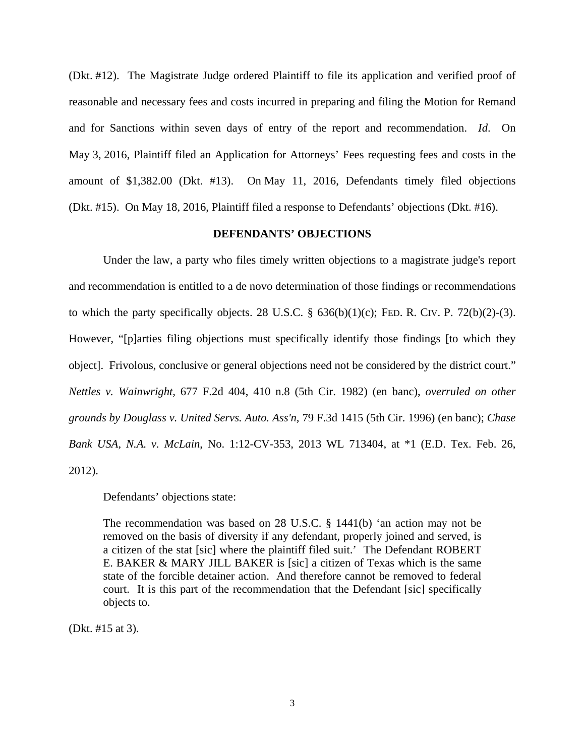(Dkt. #12). The Magistrate Judge ordered Plaintiff to file its application and verified proof of reasonable and necessary fees and costs incurred in preparing and filing the Motion for Remand and for Sanctions within seven days of entry of the report and recommendation. *Id*. On May 3, 2016, Plaintiff filed an Application for Attorneys' Fees requesting fees and costs in the amount of $1,382.00 (Dkt. #13). On May 11, 2016, Defendants timely filed objections (Dkt. #15). On May 18, 2016, Plaintiff filed a response to Defendants' objections (Dkt. #16).

**DEFENDANTS' OBJECTIONS**

Under the law, a party who files timely written objections to a magistrate judge's report and recommendation is entitled to a de novo determination of those findings or recommendations to which the party specifically objects. 28 U.S.C. § 636(b)(1)(c); FED. R. CIV. P. 72(b)(2)-(3). However, "[p]arties filing objections must specifically identify those findings [to which they object]. Frivolous, conclusive or general objections need not be considered by the district court." *Nettles v. Wainwright,* 677 F.2d 404, 410 n.8 (5th Cir. 1982) (en banc), *overruled on other grounds by Douglass v. United Servs. Auto. Ass'n*, 79 F.3d 1415 (5th Cir. 1996) (en banc); *Chase Bank USA, N.A. v. McLain*, No. 1:12-CV-353, 2013 WL 713404, at *1 (E.D. Tex. Feb. 26, 2012).

Defendants' objections state:

> The recommendation was based on 28 U.S.C. § 1441(b) 'an action may not be removed on the basis of diversity if any defendant, properly joined and served, is a citizen of the stat [sic] where the plaintiff filed suit.' The Defendant ROBERT E. BAKER & MARY JILL BAKER is [sic] a citizen of Texas which is the same state of the forcible detainer action. And therefore cannot be removed to federal court. It is this part of the recommendation that the Defendant [sic] specifically objects to.

(Dkt. #15 at 3).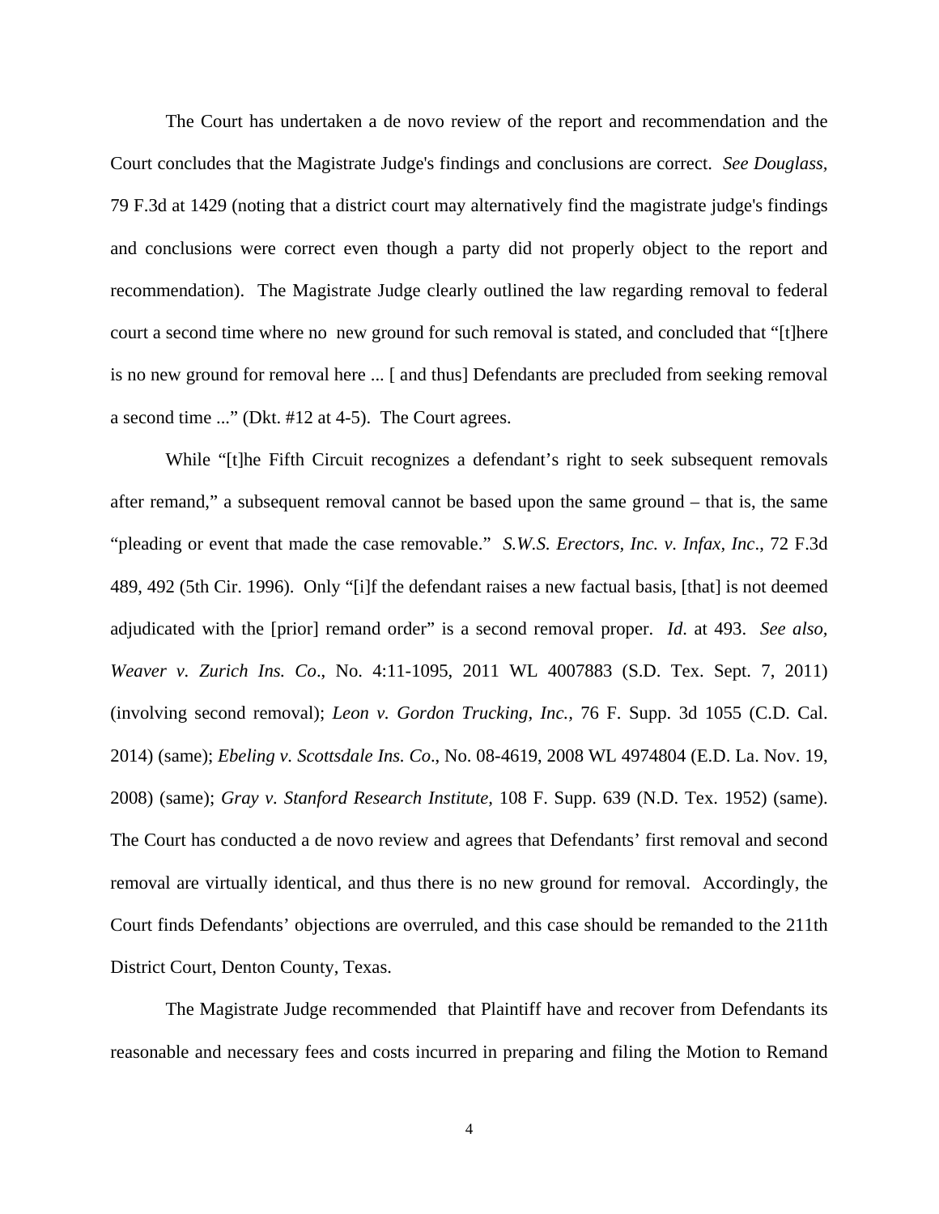The Court has undertaken a de novo review of the report and recommendation and the Court concludes that the Magistrate Judge's findings and conclusions are correct. *See Douglass*, 79 F.3d at 1429 (noting that a district court may alternatively find the magistrate judge's findings and conclusions were correct even though a party did not properly object to the report and recommendation). The Magistrate Judge clearly outlined the law regarding removal to federal court a second time where no new ground for such removal is stated, and concluded that "[t]here is no new ground for removal here ... [ and thus] Defendants are precluded from seeking removal a second time ..." (Dkt. #12 at 4-5). The Court agrees.

While "[t]he Fifth Circuit recognizes a defendant's right to seek subsequent removals after remand," a subsequent removal cannot be based upon the same ground – that is, the same "pleading or event that made the case removable." *S.W.S. Erectors, Inc. v. Infax, Inc*., 72 F.3d 489, 492 (5th Cir. 1996). Only "[i]f the defendant raises a new factual basis, [that] is not deemed adjudicated with the [prior] remand order" is a second removal proper. *Id.* at 493. *See also, Weaver v. Zurich Ins. Co*., No. 4:11-1095, 2011 WL 4007883 (S.D. Tex. Sept. 7, 2011) (involving second removal); *Leon v. Gordon Trucking, Inc.,* 76 F. Supp. 3d 1055 (C.D. Cal. 2014) (same); *Ebeling v. Scottsdale Ins. Co*., No. 08-4619, 2008 WL 4974804 (E.D. La. Nov. 19, 2008) (same); *Gray v. Stanford Research Institute,* 108 F. Supp. 639 (N.D. Tex. 1952) (same). The Court has conducted a de novo review and agrees that Defendants' first removal and second removal are virtually identical, and thus there is no new ground for removal. Accordingly, the Court finds Defendants' objections are overruled, and this case should be remanded to the 211th District Court, Denton County, Texas.

The Magistrate Judge recommended that Plaintiff have and recover from Defendants its reasonable and necessary fees and costs incurred in preparing and filing the Motion to Remand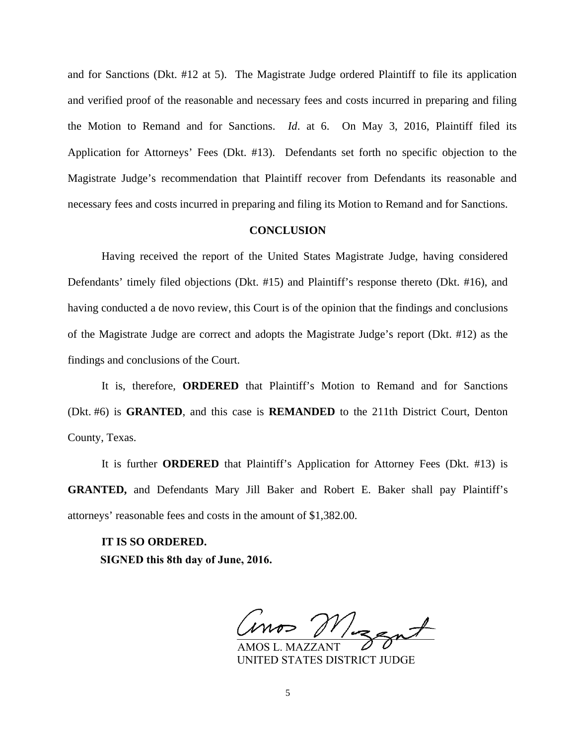and for Sanctions (Dkt. #12 at 5). The Magistrate Judge ordered Plaintiff to file its application and verified proof of the reasonable and necessary fees and costs incurred in preparing and filing the Motion to Remand and for Sanctions. *Id*. at 6. On May 3, 2016, Plaintiff filed its Application for Attorneys' Fees (Dkt. #13). Defendants set forth no specific objection to the Magistrate Judge's recommendation that Plaintiff recover from Defendants its reasonable and necessary fees and costs incurred in preparing and filing its Motion to Remand and for Sanctions.

## CONCLUSION

Having received the report of the United States Magistrate Judge, having considered Defendants' timely filed objections (Dkt. #15) and Plaintiff's response thereto (Dkt. #16), and having conducted a de novo review, this Court is of the opinion that the findings and conclusions of the Magistrate Judge are correct and adopts the Magistrate Judge's report (Dkt. #12) as the findings and conclusions of the Court.

It is, therefore, **ORDERED** that Plaintiff's Motion to Remand and for Sanctions (Dkt. #6) is **GRANTED**, and this case is **REMANDED** to the 211th District Court, Denton County, Texas.

It is further **ORDERED** that Plaintiff's Application for Attorney Fees (Dkt. #13) is **GRANTED,** and Defendants Mary Jill Baker and Robert E. Baker shall pay Plaintiff's attorneys' reasonable fees and costs in the amount of $1,382.00.

**IT IS SO ORDERED.**

**SIGNED this 8th day of June, 2016.**

AMOS L. MAZZANT
UNITED STATES DISTRICT JUDGE